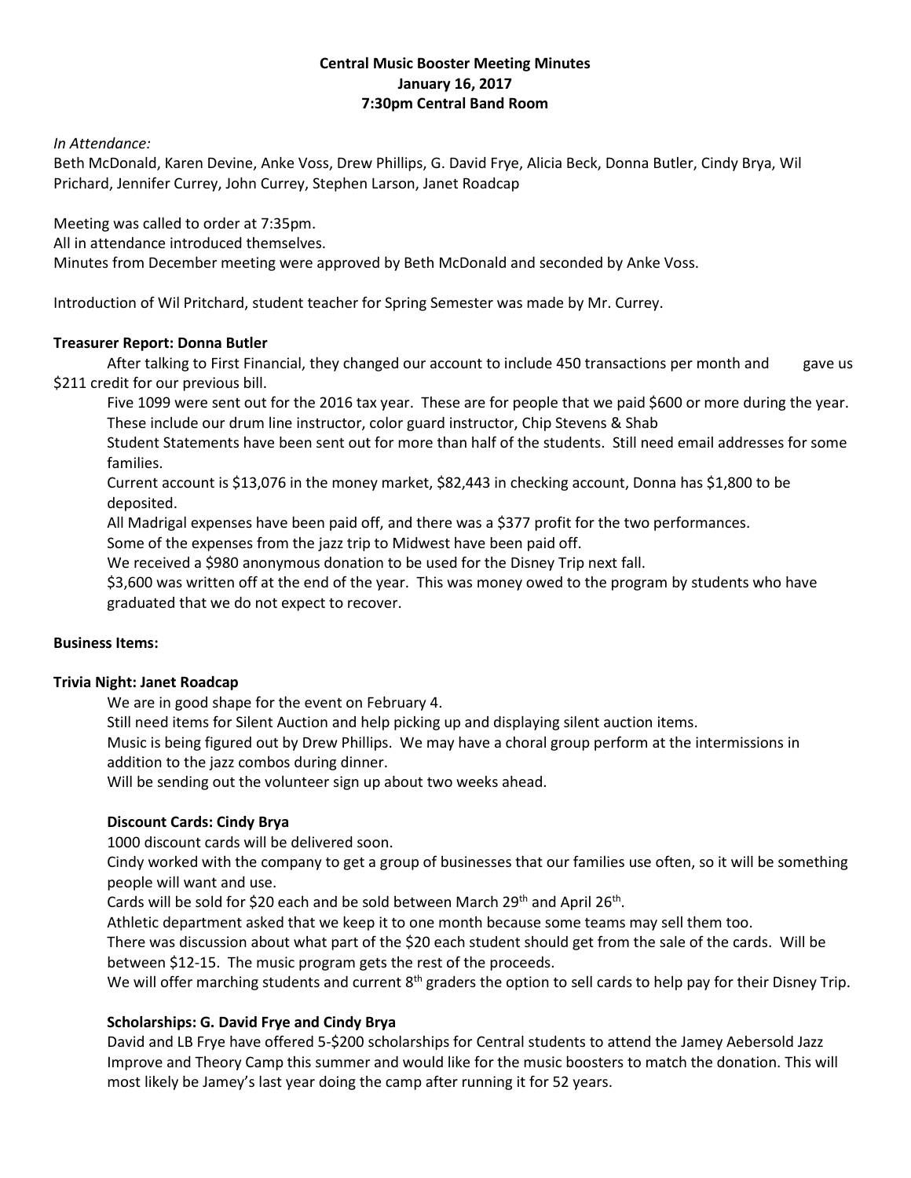**Central Music Booster Meeting Minutes**
**January 16, 2017**
**7:30pm Central Band Room**

*In Attendance:*
Beth McDonald, Karen Devine, Anke Voss, Drew Phillips, G. David Frye, Alicia Beck, Donna Butler, Cindy Brya, Wil Prichard, Jennifer Currey, John Currey, Stephen Larson, Janet Roadcap

Meeting was called to order at 7:35pm.
All in attendance introduced themselves.
Minutes from December meeting were approved by Beth McDonald and seconded by Anke Voss.

Introduction of Wil Pritchard, student teacher for Spring Semester was made by Mr. Currey.

**Treasurer Report: Donna Butler**

After talking to First Financial, they changed our account to include 450 transactions per month and gave us $211 credit for our previous bill.

Five 1099 were sent out for the 2016 tax year. These are for people that we paid $600 or more during the year. These include our drum line instructor, color guard instructor, Chip Stevens & Shab

Student Statements have been sent out for more than half of the students. Still need email addresses for some families.

Current account is $13,076 in the money market, $82,443 in checking account, Donna has $1,800 to be deposited.

All Madrigal expenses have been paid off, and there was a $377 profit for the two performances.

Some of the expenses from the jazz trip to Midwest have been paid off.

We received a $980 anonymous donation to be used for the Disney Trip next fall.

$3,600 was written off at the end of the year. This was money owed to the program by students who have graduated that we do not expect to recover.

**Business Items:**

**Trivia Night: Janet Roadcap**

We are in good shape for the event on February 4.

Still need items for Silent Auction and help picking up and displaying silent auction items.

Music is being figured out by Drew Phillips. We may have a choral group perform at the intermissions in addition to the jazz combos during dinner.

Will be sending out the volunteer sign up about two weeks ahead.

**Discount Cards: Cindy Brya**

1000 discount cards will be delivered soon.

Cindy worked with the company to get a group of businesses that our families use often, so it will be something people will want and use.

Cards will be sold for $20 each and be sold between March 29th and April 26th.

Athletic department asked that we keep it to one month because some teams may sell them too.

There was discussion about what part of the $20 each student should get from the sale of the cards. Will be between $12-15. The music program gets the rest of the proceeds.

We will offer marching students and current 8th graders the option to sell cards to help pay for their Disney Trip.

**Scholarships: G. David Frye and Cindy Brya**

David and LB Frye have offered 5-$200 scholarships for Central students to attend the Jamey Aebersold Jazz Improve and Theory Camp this summer and would like for the music boosters to match the donation. This will most likely be Jamey's last year doing the camp after running it for 52 years.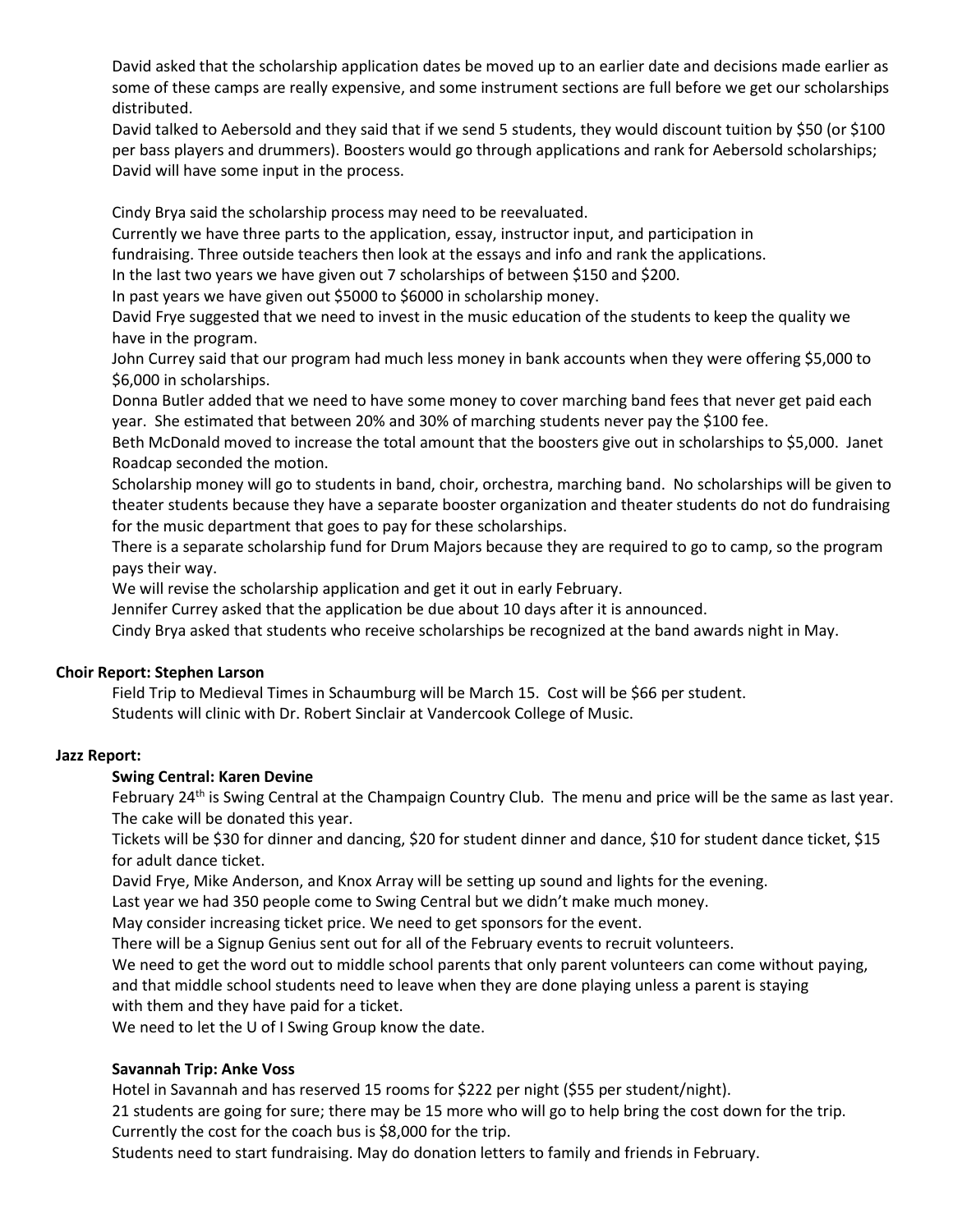David asked that the scholarship application dates be moved up to an earlier date and decisions made earlier as some of these camps are really expensive, and some instrument sections are full before we get our scholarships distributed.

David talked to Aebersold and they said that if we send 5 students, they would discount tuition by $50 (or $100 per bass players and drummers). Boosters would go through applications and rank for Aebersold scholarships; David will have some input in the process.

Cindy Brya said the scholarship process may need to be reevaluated.
Currently we have three parts to the application, essay, instructor input, and participation in fundraising. Three outside teachers then look at the essays and info and rank the applications.
In the last two years we have given out 7 scholarships of between $150 and $200.
In past years we have given out $5000 to $6000 in scholarship money.
David Frye suggested that we need to invest in the music education of the students to keep the quality we have in the program.
John Currey said that our program had much less money in bank accounts when they were offering $5,000 to $6,000 in scholarships.
Donna Butler added that we need to have some money to cover marching band fees that never get paid each year. She estimated that between 20% and 30% of marching students never pay the $100 fee.
Beth McDonald moved to increase the total amount that the boosters give out in scholarships to $5,000. Janet Roadcap seconded the motion.
Scholarship money will go to students in band, choir, orchestra, marching band. No scholarships will be given to theater students because they have a separate booster organization and theater students do not do fundraising for the music department that goes to pay for these scholarships.
There is a separate scholarship fund for Drum Majors because they are required to go to camp, so the program pays their way.
We will revise the scholarship application and get it out in early February.
Jennifer Currey asked that the application be due about 10 days after it is announced.
Cindy Brya asked that students who receive scholarships be recognized at the band awards night in May.

**Choir Report: Stephen Larson**

Field Trip to Medieval Times in Schaumburg will be March 15. Cost will be $66 per student.
Students will clinic with Dr. Robert Sinclair at Vandercook College of Music.

**Jazz Report:**

**Swing Central: Karen Devine**

February 24th is Swing Central at the Champaign Country Club. The menu and price will be the same as last year. The cake will be donated this year.
Tickets will be $30 for dinner and dancing, $20 for student dinner and dance, $10 for student dance ticket, $15 for adult dance ticket.
David Frye, Mike Anderson, and Knox Array will be setting up sound and lights for the evening.
Last year we had 350 people come to Swing Central but we didn't make much money.
May consider increasing ticket price. We need to get sponsors for the event.
There will be a Signup Genius sent out for all of the February events to recruit volunteers.
We need to get the word out to middle school parents that only parent volunteers can come without paying, and that middle school students need to leave when they are done playing unless a parent is staying with them and they have paid for a ticket.
We need to let the U of I Swing Group know the date.

**Savannah Trip: Anke Voss**

Hotel in Savannah and has reserved 15 rooms for $222 per night ($55 per student/night).
21 students are going for sure; there may be 15 more who will go to help bring the cost down for the trip.
Currently the cost for the coach bus is $8,000 for the trip.
Students need to start fundraising. May do donation letters to family and friends in February.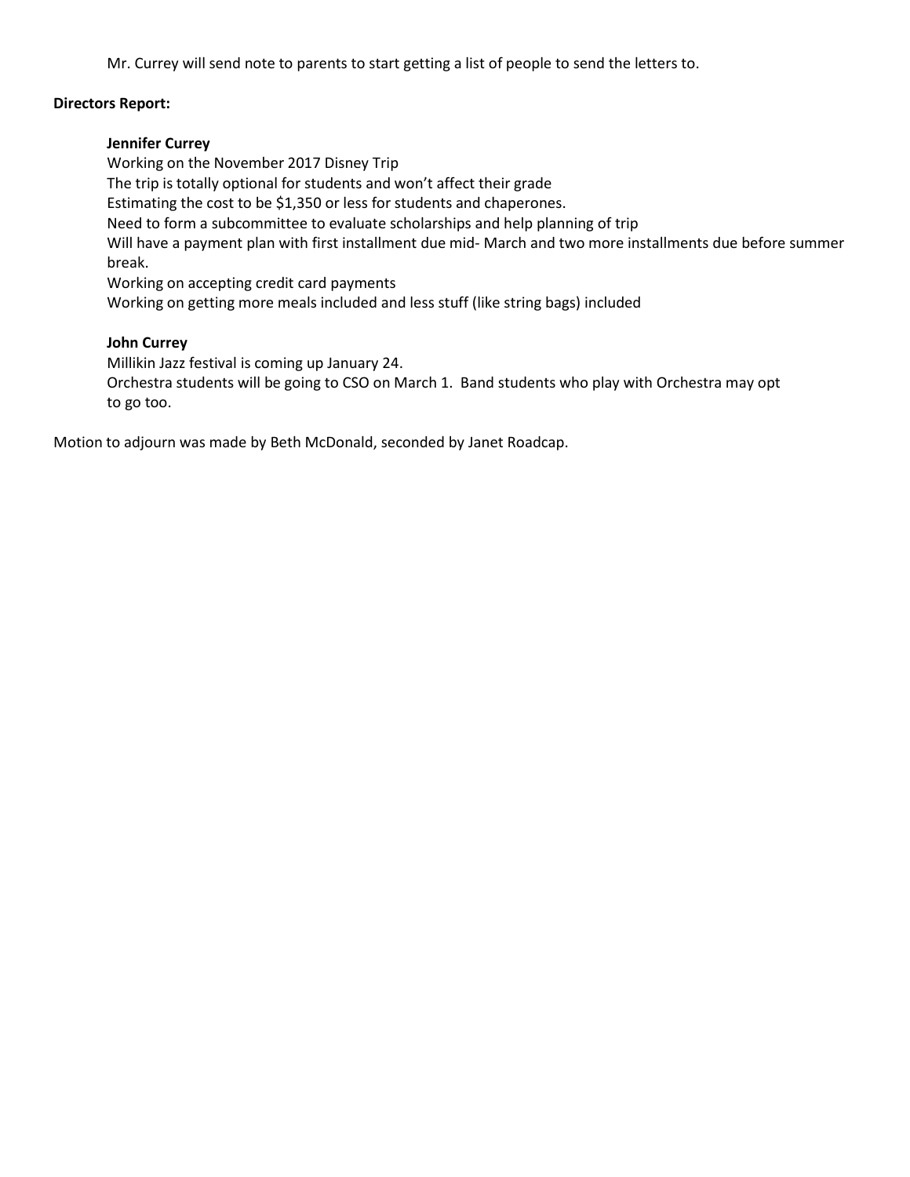Mr. Currey will send note to parents to start getting a list of people to send the letters to.

**Directors Report:**

**Jennifer Currey**

Working on the November 2017 Disney Trip
The trip is totally optional for students and won't affect their grade
Estimating the cost to be $1,350 or less for students and chaperones.
Need to form a subcommittee to evaluate scholarships and help planning of trip
Will have a payment plan with first installment due mid- March and two more installments due before summer break.
Working on accepting credit card payments
Working on getting more meals included and less stuff (like string bags) included

**John Currey**

Millikin Jazz festival is coming up January 24.
Orchestra students will be going to CSO on March 1. Band students who play with Orchestra may opt to go too.

Motion to adjourn was made by Beth McDonald, seconded by Janet Roadcap.